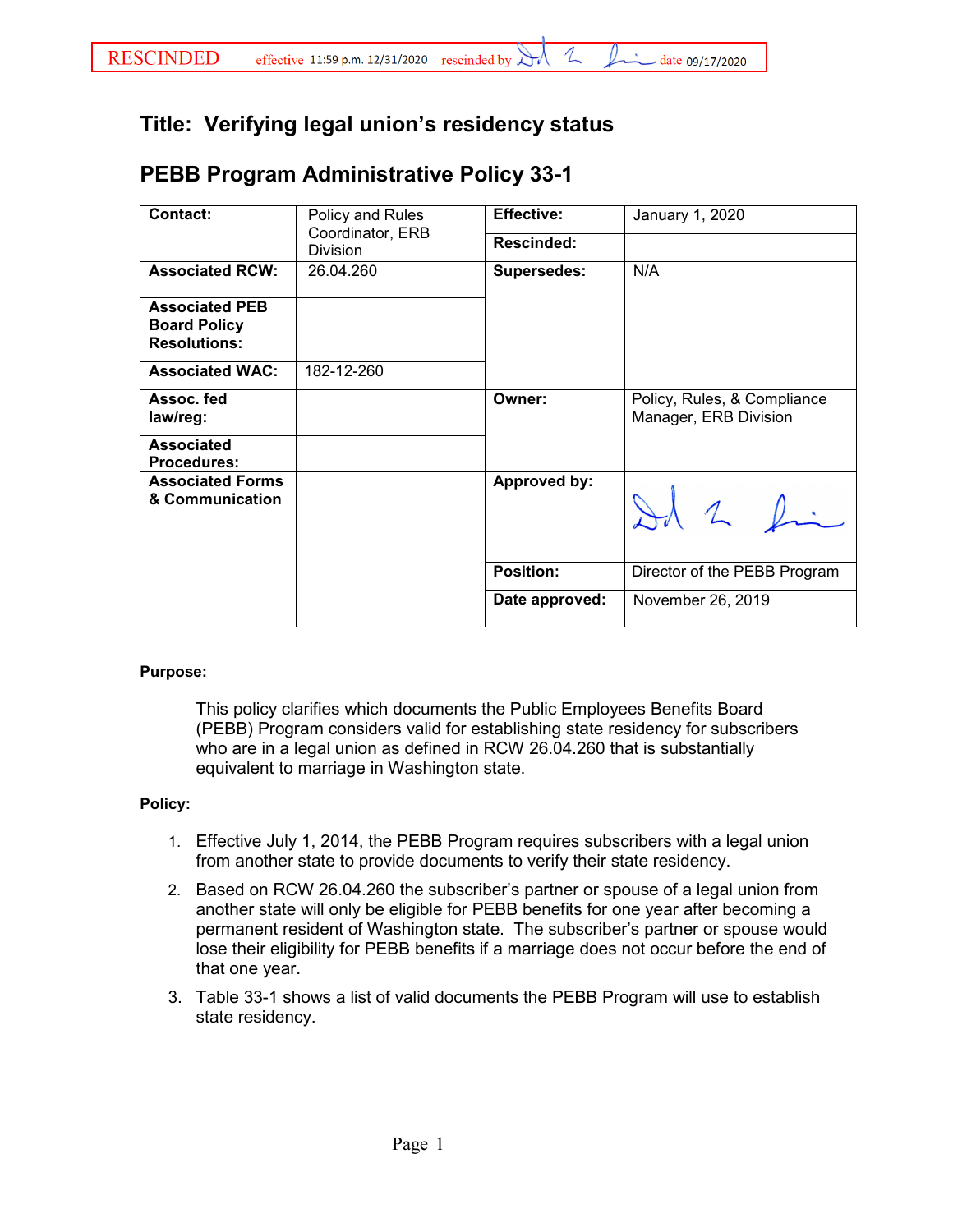RESCINDED effective 11:59 p.m. 12/31/2020 rescinded by [signature] date 09/17/2020

## Title: Verifying legal union's residency status

## PEBB Program Administrative Policy 33-1

| | | | |
|---|---|---|---|
| **Contact:** | Policy and Rules Coordinator, ERB Division | **Effective:** | January 1, 2020 |
| | | **Rescinded:** | |
| **Associated RCW:** | 26.04.260 | **Supersedes:** | N/A |
| **Associated PEB Board Policy Resolutions:** | | | |
| **Associated WAC:** | 182-12-260 | | |
| **Assoc. fed law/reg:** | | **Owner:** | Policy, Rules, & Compliance Manager, ERB Division |
| **Associated Procedures:** | | | |
| **Associated Forms & Communication** | | **Approved by:** | [signature] |
| | | **Position:** | Director of the PEBB Program |
| | | **Date approved:** | November 26, 2019 |

**Purpose:**

This policy clarifies which documents the Public Employees Benefits Board (PEBB) Program considers valid for establishing state residency for subscribers who are in a legal union as defined in RCW 26.04.260 that is substantially equivalent to marriage in Washington state.

**Policy:**

1. Effective July 1, 2014, the PEBB Program requires subscribers with a legal union from another state to provide documents to verify their state residency.
2. Based on RCW 26.04.260 the subscriber's partner or spouse of a legal union from another state will only be eligible for PEBB benefits for one year after becoming a permanent resident of Washington state. The subscriber's partner or spouse would lose their eligibility for PEBB benefits if a marriage does not occur before the end of that one year.
3. Table 33-1 shows a list of valid documents the PEBB Program will use to establish state residency.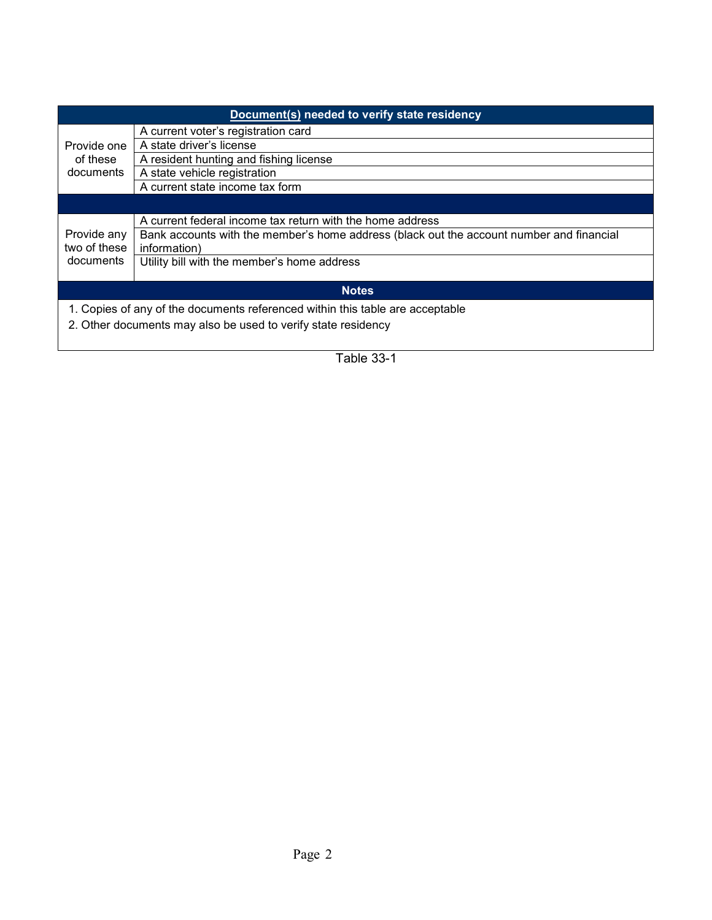| Document(s) needed to verify state residency | |
|---|---|
| Provide one of these documents | A current voter's registration card |
| | A state driver's license |
| | A resident hunting and fishing license |
| | A state vehicle registration |
| | A current state income tax form |
| | |
| Provide any two of these documents | A current federal income tax return with the home address |
| | Bank accounts with the member's home address (black out the account number and financial information) |
| | Utility bill with the member's home address |
| **Notes** | |
| 1. Copies of any of the documents referenced within this table are acceptable | |
| 2. Other documents may also be used to verify state residency | |

Table 33-1